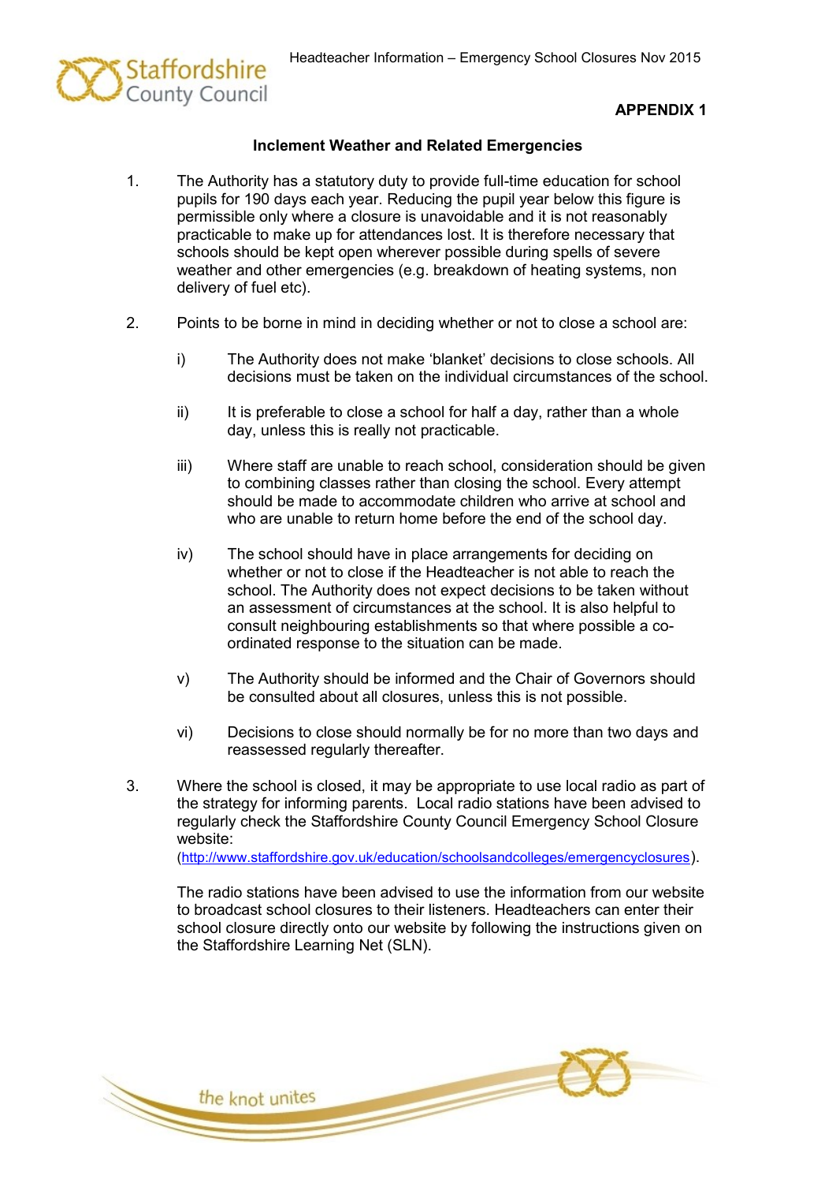**APPENDIX 1**

### Inclement Weather and Related Emergencies

1. The Authority has a statutory duty to provide full-time education for school pupils for 190 days each year. Reducing the pupil year below this figure is permissible only where a closure is unavoidable and it is not reasonably practicable to make up for attendances lost. It is therefore necessary that schools should be kept open wherever possible during spells of severe weather and other emergencies (e.g. breakdown of heating systems, non delivery of fuel etc).

2. Points to be borne in mind in deciding whether or not to close a school are:

   i) The Authority does not make 'blanket' decisions to close schools. All decisions must be taken on the individual circumstances of the school.

   ii) It is preferable to close a school for half a day, rather than a whole day, unless this is really not practicable.

   iii) Where staff are unable to reach school, consideration should be given to combining classes rather than closing the school. Every attempt should be made to accommodate children who arrive at school and who are unable to return home before the end of the school day.

   iv) The school should have in place arrangements for deciding on whether or not to close if the Headteacher is not able to reach the school. The Authority does not expect decisions to be taken without an assessment of circumstances at the school. It is also helpful to consult neighbouring establishments so that where possible a co-ordinated response to the situation can be made.

   v) The Authority should be informed and the Chair of Governors should be consulted about all closures, unless this is not possible.

   vi) Decisions to close should normally be for no more than two days and reassessed regularly thereafter.

3. Where the school is closed, it may be appropriate to use local radio as part of the strategy for informing parents. Local radio stations have been advised to regularly check the Staffordshire County Council Emergency School Closure website: (http://www.staffordshire.gov.uk/education/schoolsandcolleges/emergencyclosures).

   The radio stations have been advised to use the information from our website to broadcast school closures to their listeners. Headteachers can enter their school closure directly onto our website by following the instructions given on the Staffordshire Learning Net (SLN).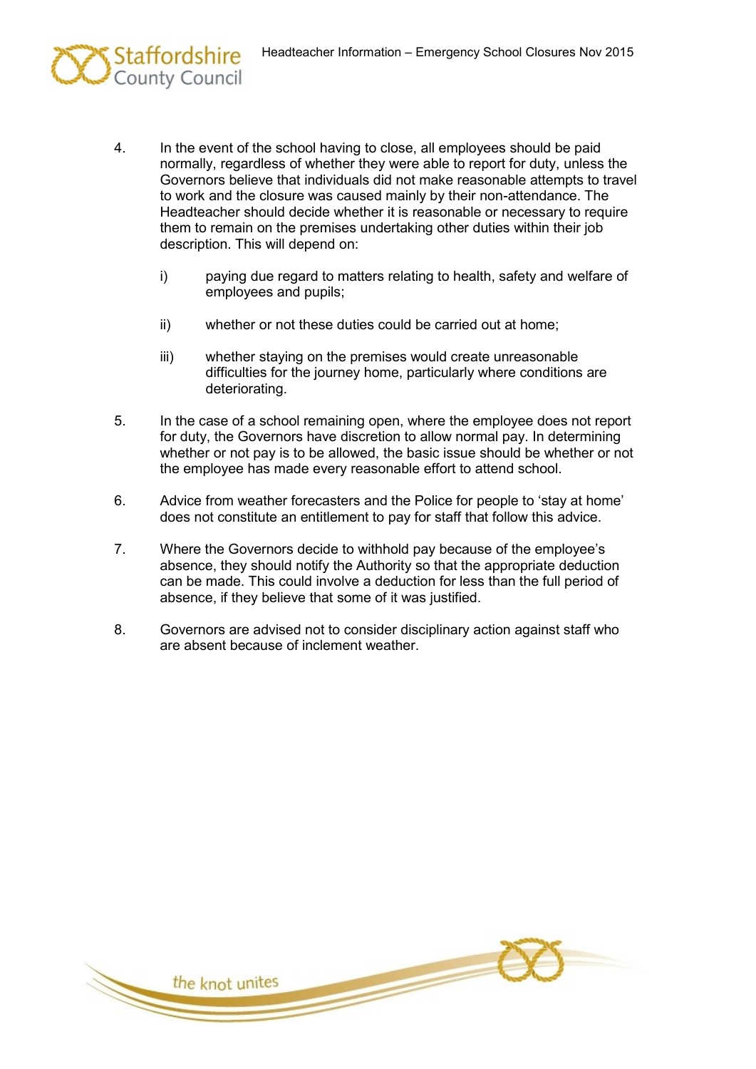4. In the event of the school having to close, all employees should be paid normally, regardless of whether they were able to report for duty, unless the Governors believe that individuals did not make reasonable attempts to travel to work and the closure was caused mainly by their non-attendance. The Headteacher should decide whether it is reasonable or necessary to require them to remain on the premises undertaking other duties within their job description. This will depend on:

   i) paying due regard to matters relating to health, safety and welfare of employees and pupils;

   ii) whether or not these duties could be carried out at home;

   iii) whether staying on the premises would create unreasonable difficulties for the journey home, particularly where conditions are deteriorating.

5. In the case of a school remaining open, where the employee does not report for duty, the Governors have discretion to allow normal pay. In determining whether or not pay is to be allowed, the basic issue should be whether or not the employee has made every reasonable effort to attend school.

6. Advice from weather forecasters and the Police for people to 'stay at home' does not constitute an entitlement to pay for staff that follow this advice.

7. Where the Governors decide to withhold pay because of the employee's absence, they should notify the Authority so that the appropriate deduction can be made. This could involve a deduction for less than the full period of absence, if they believe that some of it was justified.

8. Governors are advised not to consider disciplinary action against staff who are absent because of inclement weather.